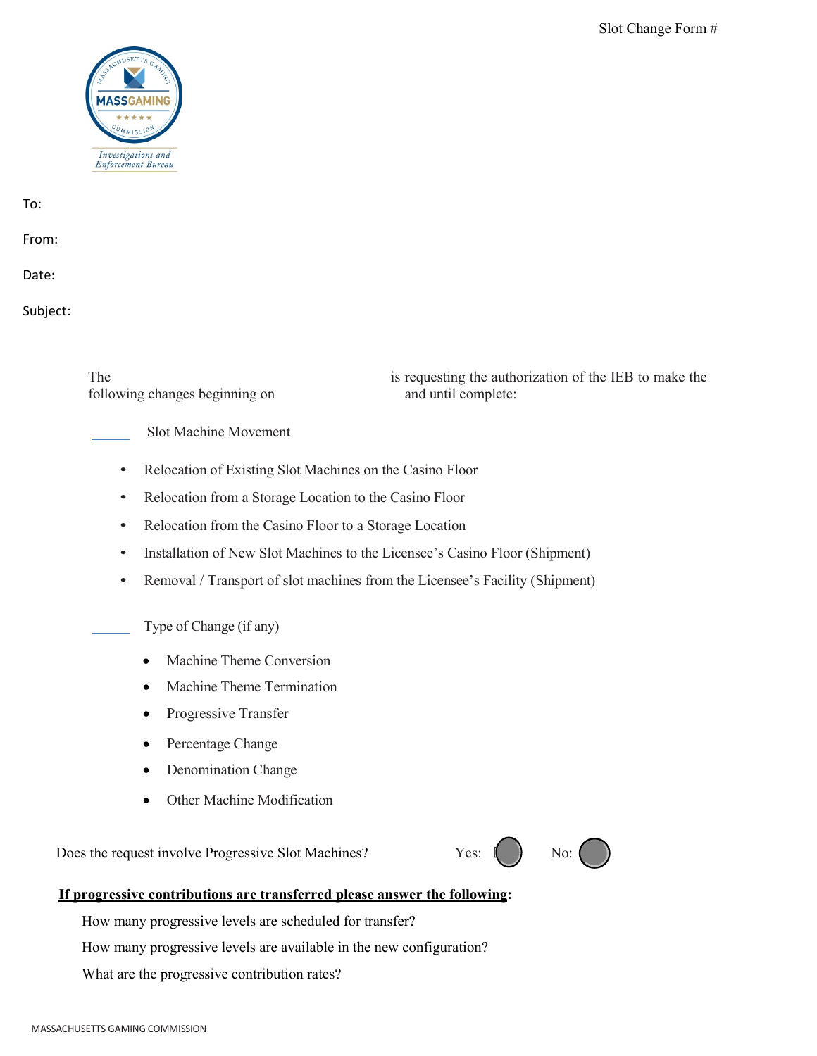Slot Change Form #

MASSGAMING
Massachusetts Gaming Commission
Investigations and Enforcement Bureau

To:

From:

Date:

Subject:

The is requesting the authorization of the IEB to make the following changes beginning on and until complete:

_____ Slot Machine Movement

- Relocation of Existing Slot Machines on the Casino Floor
- Relocation from a Storage Location to the Casino Floor
- Relocation from the Casino Floor to a Storage Location
- Installation of New Slot Machines to the Licensee's Casino Floor (Shipment)
- Removal / Transport of slot machines from the Licensee's Facility (Shipment)

_____ Type of Change (if any)

- Machine Theme Conversion
- Machine Theme Termination
- Progressive Transfer
- Percentage Change
- Denomination Change
- Other Machine Modification

Does the request involve Progressive Slot Machines? Yes: No:

**<u>If progressive contributions are transferred please answer the following</u>:**

How many progressive levels are scheduled for transfer?

How many progressive levels are available in the new configuration?

What are the progressive contribution rates?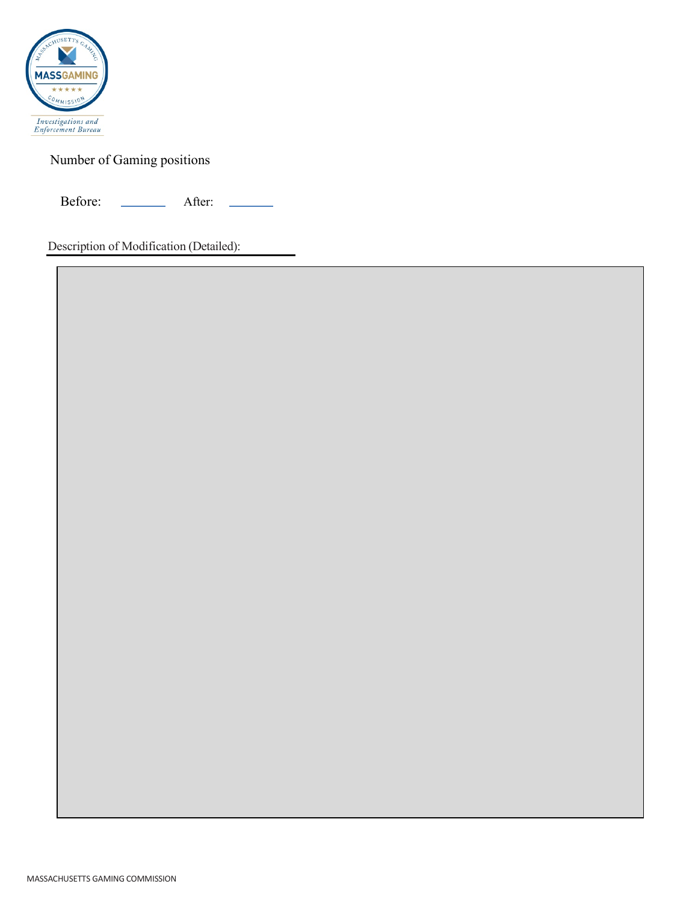Number of Gaming positions

Before: \_\_\_\_\_\_ After: \_\_\_\_\_\_

Description of Modification (Detailed):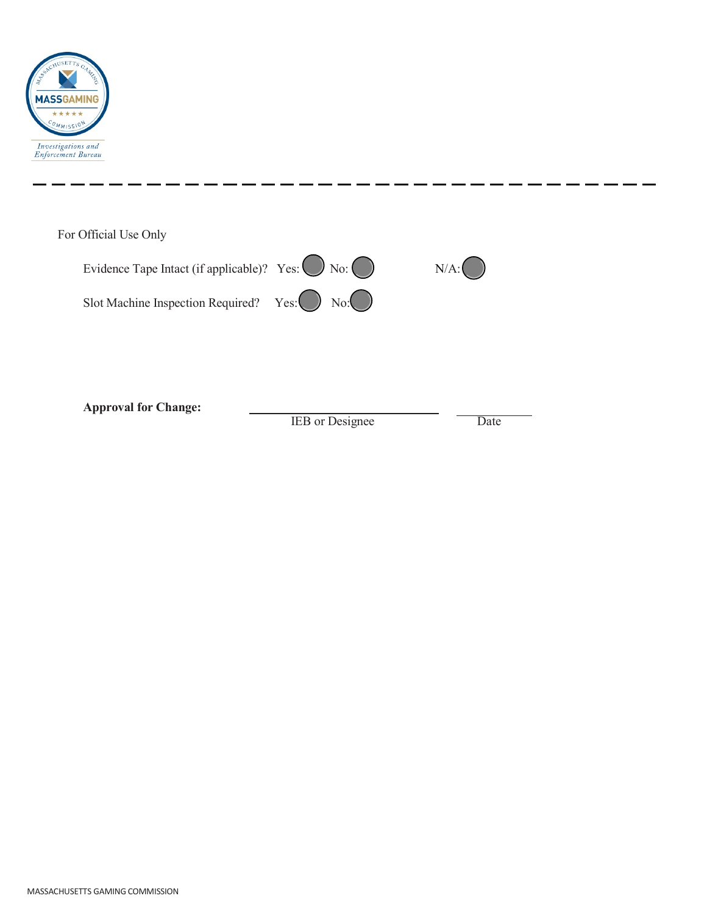For Official Use Only

Evidence Tape Intact (if applicable)? Yes: ◯ No: ◯ N/A: ◯

Slot Machine Inspection Required? Yes: ◯ No: ◯

**Approval for Change:** \_\_\_\_\_\_\_\_\_\_\_\_\_\_\_\_\_\_\_\_\_\_\_\_\_\_\_\_ \_\_\_\_\_\_\_\_\_\_\_\_

IEB or Designee Date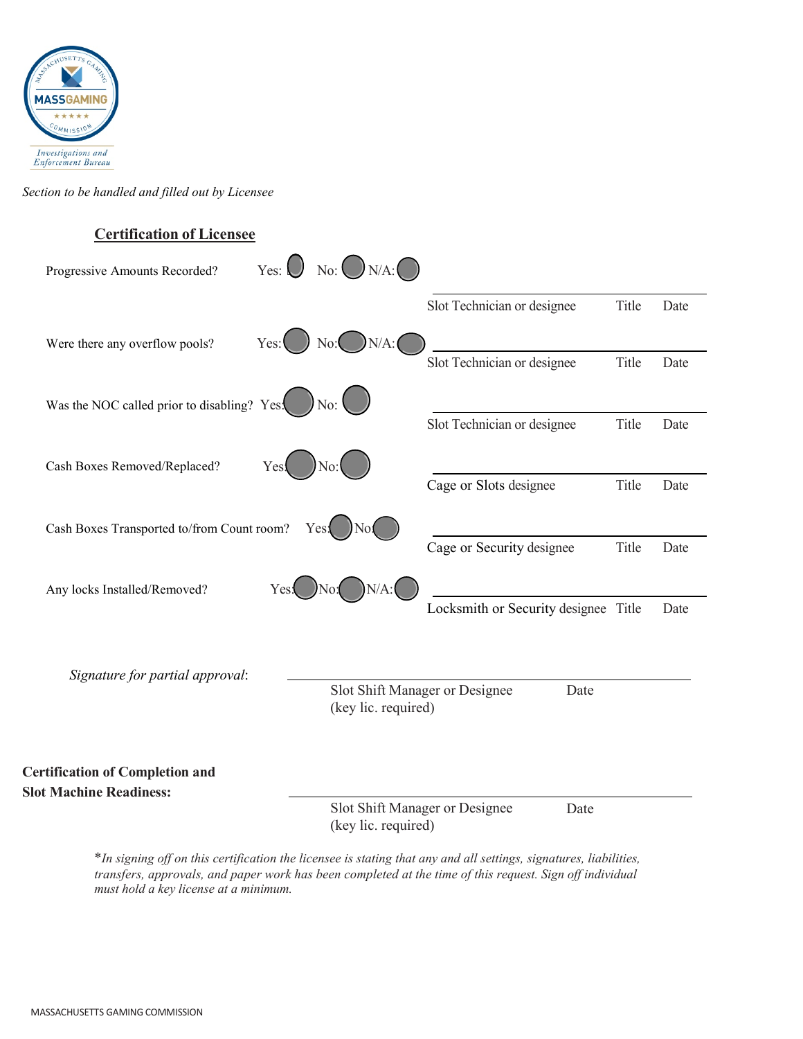MASSGAMING

Investigations and Enforcement Bureau

*Section to be handled and filled out by Licensee*

## Certification of Licensee

Progressive Amounts Recorded? Yes: No: N/A:

Slot Technician or designee Title Date

Were there any overflow pools? Yes: No: N/A:

Slot Technician or designee Title Date

Was the NOC called prior to disabling? Yes: No:

Slot Technician or designee Title Date

Cash Boxes Removed/Replaced? Yes: No:

Cage or Slots designee Title Date

Cash Boxes Transported to/from Count room? Yes: No:

Cage or Security designee Title Date

Any locks Installed/Removed? Yes: No: N/A:

Locksmith or Security designee Title Date

*Signature for partial approval*:

Slot Shift Manager or Designee Date
(key lic. required)

**Certification of Completion and Slot Machine Readiness:**

Slot Shift Manager or Designee Date
(key lic. required)

**In signing off on this certification the licensee is stating that any and all settings, signatures, liabilities, transfers, approvals, and paper work has been completed at the time of this request. Sign off individual must hold a key license at a minimum.*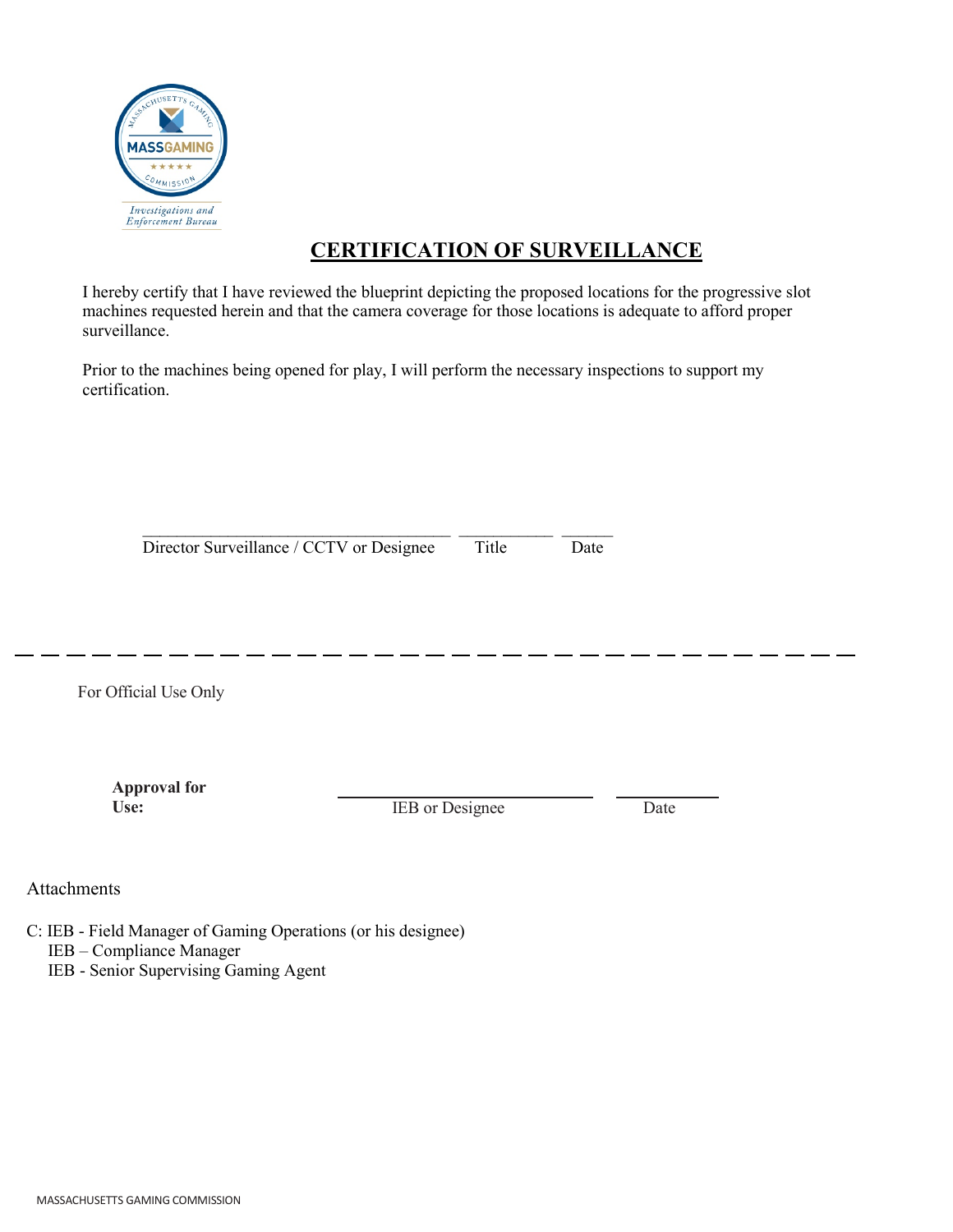# CERTIFICATION OF SURVEILLANCE

I hereby certify that I have reviewed the blueprint depicting the proposed locations for the progressive slot machines requested herein and that the camera coverage for those locations is adequate to afford proper surveillance.

Prior to the machines being opened for play, I will perform the necessary inspections to support my certification.

\_\_\_\_\_\_\_\_\_\_\_\_\_\_\_\_\_\_\_\_\_\_\_\_\_\_\_\_\_\_\_\_\_\_\_\_ \_\_\_\_\_\_\_\_\_\_\_ \_\_\_\_\_\_
Director Surveillance / CCTV or Designee     Title     Date

---

For Official Use Only

**Approval for Use:** \_\_\_\_\_\_\_\_\_\_\_\_\_\_\_\_\_\_\_\_\_\_\_\_\_\_\_\_\_\_ \_\_\_\_\_\_\_\_\_\_\_\_
IEB or Designee     Date

Attachments

C: IEB - Field Manager of Gaming Operations (or his designee)
IEB – Compliance Manager
IEB - Senior Supervising Gaming Agent